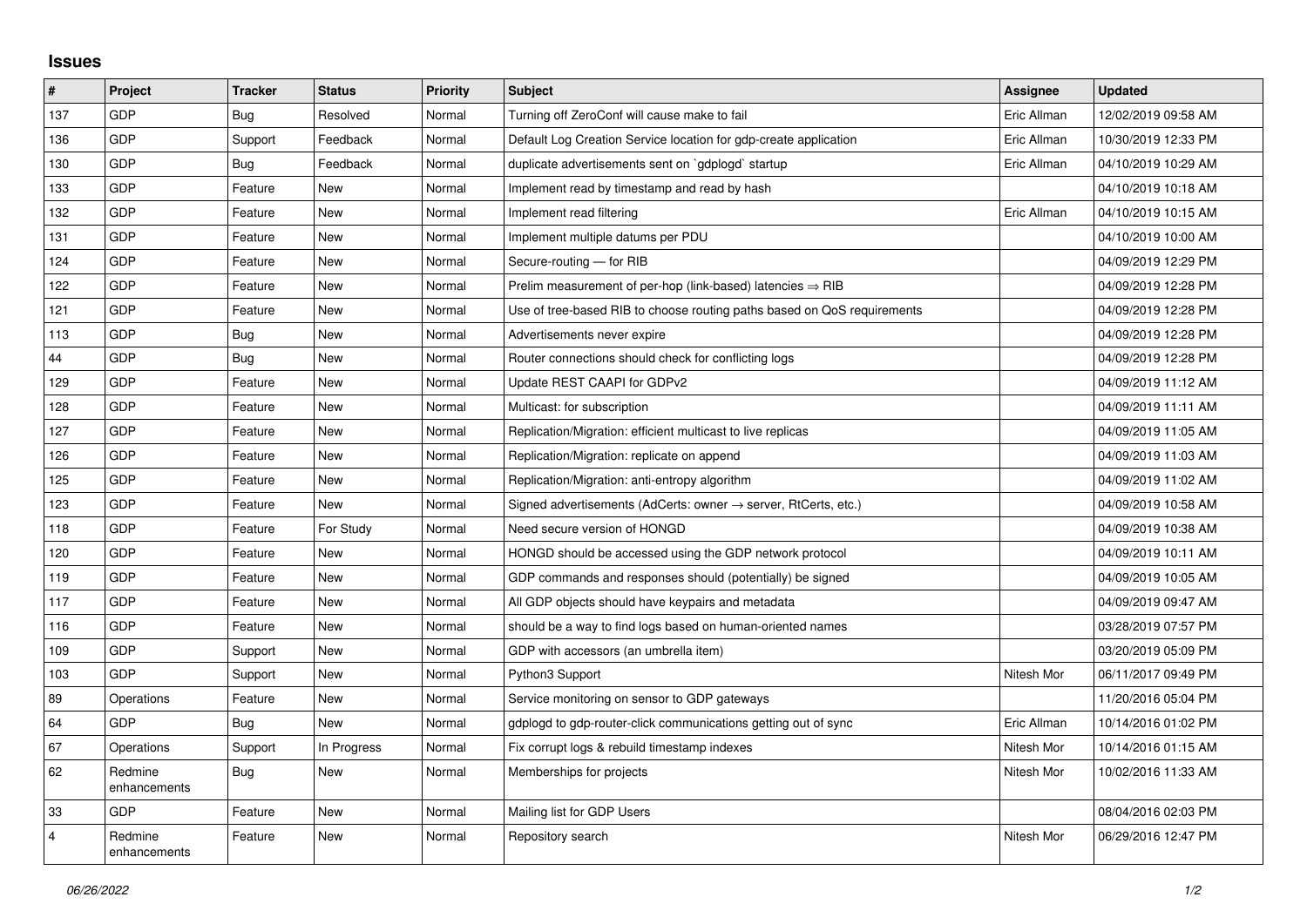## Issues

| # | Project | Tracker | Status | Priority | Subject | Assignee | Updated |
|---|---|---|---|---|---|---|---|
| 137 | GDP | Bug | Resolved | Normal | Turning off ZeroConf will cause make to fail | Eric Allman | 12/02/2019 09:58 AM |
| 136 | GDP | Support | Feedback | Normal | Default Log Creation Service location for gdp-create application | Eric Allman | 10/30/2019 12:33 PM |
| 130 | GDP | Bug | Feedback | Normal | duplicate advertisements sent on `gdplogd` startup | Eric Allman | 04/10/2019 10:29 AM |
| 133 | GDP | Feature | New | Normal | Implement read by timestamp and read by hash | | 04/10/2019 10:18 AM |
| 132 | GDP | Feature | New | Normal | Implement read filtering | Eric Allman | 04/10/2019 10:15 AM |
| 131 | GDP | Feature | New | Normal | Implement multiple datums per PDU | | 04/10/2019 10:00 AM |
| 124 | GDP | Feature | New | Normal | Secure-routing — for RIB | | 04/09/2019 12:29 PM |
| 122 | GDP | Feature | New | Normal | Prelim measurement of per-hop (link-based) latencies ⇒ RIB | | 04/09/2019 12:28 PM |
| 121 | GDP | Feature | New | Normal | Use of tree-based RIB to choose routing paths based on QoS requirements | | 04/09/2019 12:28 PM |
| 113 | GDP | Bug | New | Normal | Advertisements never expire | | 04/09/2019 12:28 PM |
| 44 | GDP | Bug | New | Normal | Router connections should check for conflicting logs | | 04/09/2019 12:28 PM |
| 129 | GDP | Feature | New | Normal | Update REST CAAPI for GDPv2 | | 04/09/2019 11:12 AM |
| 128 | GDP | Feature | New | Normal | Multicast: for subscription | | 04/09/2019 11:11 AM |
| 127 | GDP | Feature | New | Normal | Replication/Migration: efficient multicast to live replicas | | 04/09/2019 11:05 AM |
| 126 | GDP | Feature | New | Normal | Replication/Migration: replicate on append | | 04/09/2019 11:03 AM |
| 125 | GDP | Feature | New | Normal | Replication/Migration: anti-entropy algorithm | | 04/09/2019 11:02 AM |
| 123 | GDP | Feature | New | Normal | Signed advertisements (AdCerts: owner → server, RtCerts, etc.) | | 04/09/2019 10:58 AM |
| 118 | GDP | Feature | For Study | Normal | Need secure version of HONGD | | 04/09/2019 10:38 AM |
| 120 | GDP | Feature | New | Normal | HONGD should be accessed using the GDP network protocol | | 04/09/2019 10:11 AM |
| 119 | GDP | Feature | New | Normal | GDP commands and responses should (potentially) be signed | | 04/09/2019 10:05 AM |
| 117 | GDP | Feature | New | Normal | All GDP objects should have keypairs and metadata | | 04/09/2019 09:47 AM |
| 116 | GDP | Feature | New | Normal | should be a way to find logs based on human-oriented names | | 03/28/2019 07:57 PM |
| 109 | GDP | Support | New | Normal | GDP with accessors (an umbrella item) | | 03/20/2019 05:09 PM |
| 103 | GDP | Support | New | Normal | Python3 Support | Nitesh Mor | 06/11/2017 09:49 PM |
| 89 | Operations | Feature | New | Normal | Service monitoring on sensor to GDP gateways | | 11/20/2016 05:04 PM |
| 64 | GDP | Bug | New | Normal | gdplogd to gdp-router-click communications getting out of sync | Eric Allman | 10/14/2016 01:02 PM |
| 67 | Operations | Support | In Progress | Normal | Fix corrupt logs & rebuild timestamp indexes | Nitesh Mor | 10/14/2016 01:15 AM |
| 62 | Redmine enhancements | Bug | New | Normal | Memberships for projects | Nitesh Mor | 10/02/2016 11:33 AM |
| 33 | GDP | Feature | New | Normal | Mailing list for GDP Users | | 08/04/2016 02:03 PM |
| 4 | Redmine enhancements | Feature | New | Normal | Repository search | Nitesh Mor | 06/29/2016 12:47 PM |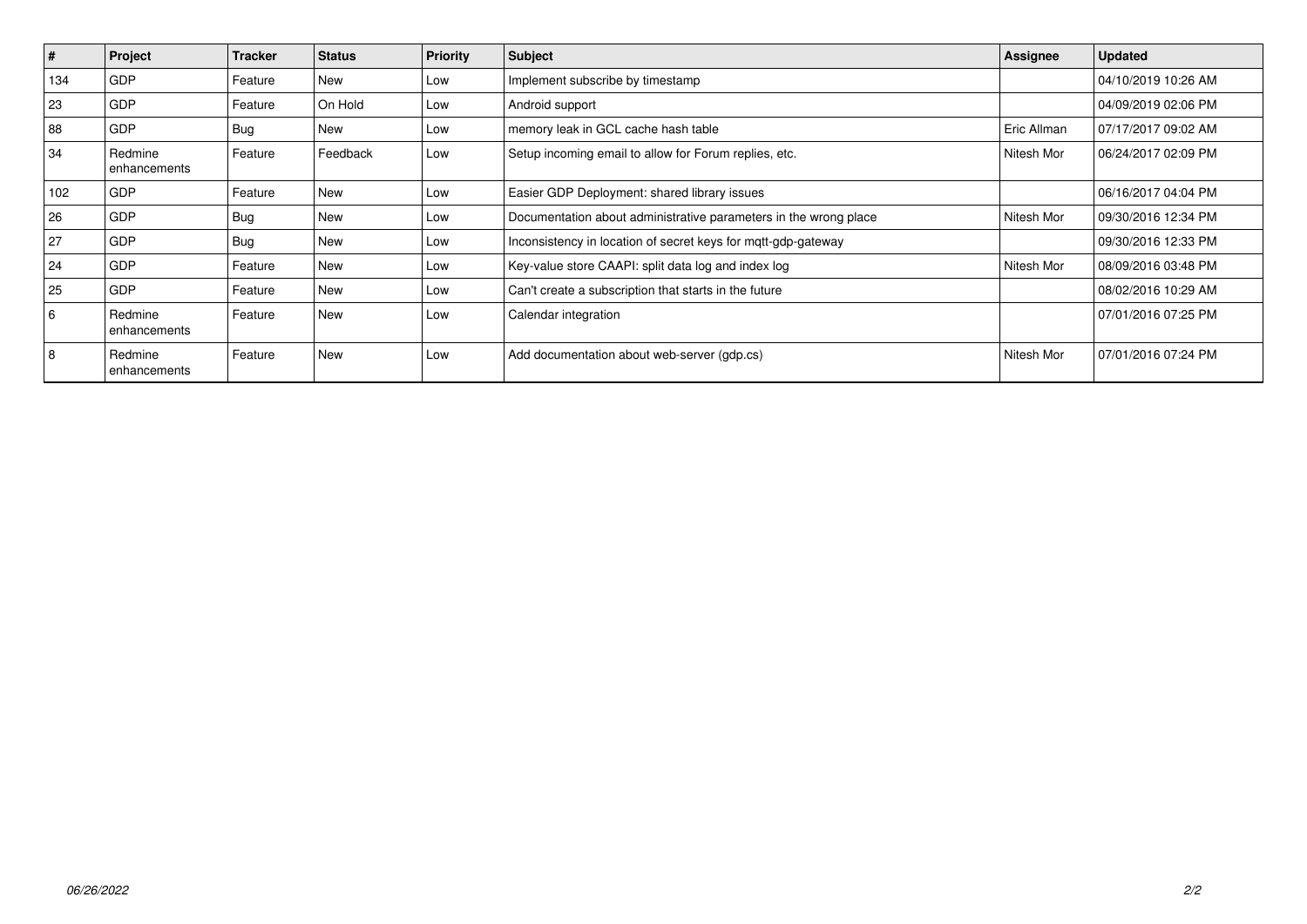| # | Project | Tracker | Status | Priority | Subject | Assignee | Updated |
|---|---|---|---|---|---|---|---|
| 134 | GDP | Feature | New | Low | Implement subscribe by timestamp | | 04/10/2019 10:26 AM |
| 23 | GDP | Feature | On Hold | Low | Android support | | 04/09/2019 02:06 PM |
| 88 | GDP | Bug | New | Low | memory leak in GCL cache hash table | Eric Allman | 07/17/2017 09:02 AM |
| 34 | Redmine enhancements | Feature | Feedback | Low | Setup incoming email to allow for Forum replies, etc. | Nitesh Mor | 06/24/2017 02:09 PM |
| 102 | GDP | Feature | New | Low | Easier GDP Deployment: shared library issues | | 06/16/2017 04:04 PM |
| 26 | GDP | Bug | New | Low | Documentation about administrative parameters in the wrong place | Nitesh Mor | 09/30/2016 12:34 PM |
| 27 | GDP | Bug | New | Low | Inconsistency in location of secret keys for mqtt-gdp-gateway | | 09/30/2016 12:33 PM |
| 24 | GDP | Feature | New | Low | Key-value store CAAPI: split data log and index log | Nitesh Mor | 08/09/2016 03:48 PM |
| 25 | GDP | Feature | New | Low | Can't create a subscription that starts in the future | | 08/02/2016 10:29 AM |
| 6 | Redmine enhancements | Feature | New | Low | Calendar integration | | 07/01/2016 07:25 PM |
| 8 | Redmine enhancements | Feature | New | Low | Add documentation about web-server (gdp.cs) | Nitesh Mor | 07/01/2016 07:24 PM |